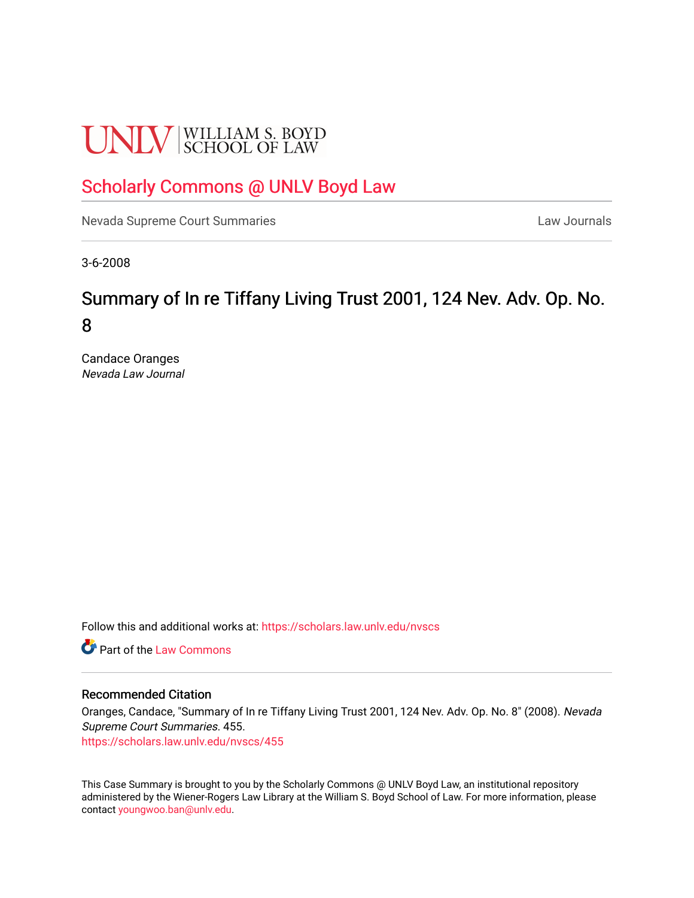UNLV | WILLIAM S. BOYD SCHOOL OF LAW

# Scholarly Commons @ UNLV Boyd Law

Nevada Supreme Court Summaries | Law Journals

3-6-2008

# Summary of In re Tiffany Living Trust 2001, 124 Nev. Adv. Op. No. 8

Candace Oranges
*Nevada Law Journal*

Follow this and additional works at: https://scholars.law.unlv.edu/nvscs

Part of the Law Commons

## Recommended Citation

Oranges, Candace, "Summary of In re Tiffany Living Trust 2001, 124 Nev. Adv. Op. No. 8" (2008). *Nevada Supreme Court Summaries*. 455.
https://scholars.law.unlv.edu/nvscs/455

This Case Summary is brought to you by the Scholarly Commons @ UNLV Boyd Law, an institutional repository administered by the Wiener-Rogers Law Library at the William S. Boyd School of Law. For more information, please contact youngwoo.ban@unlv.edu.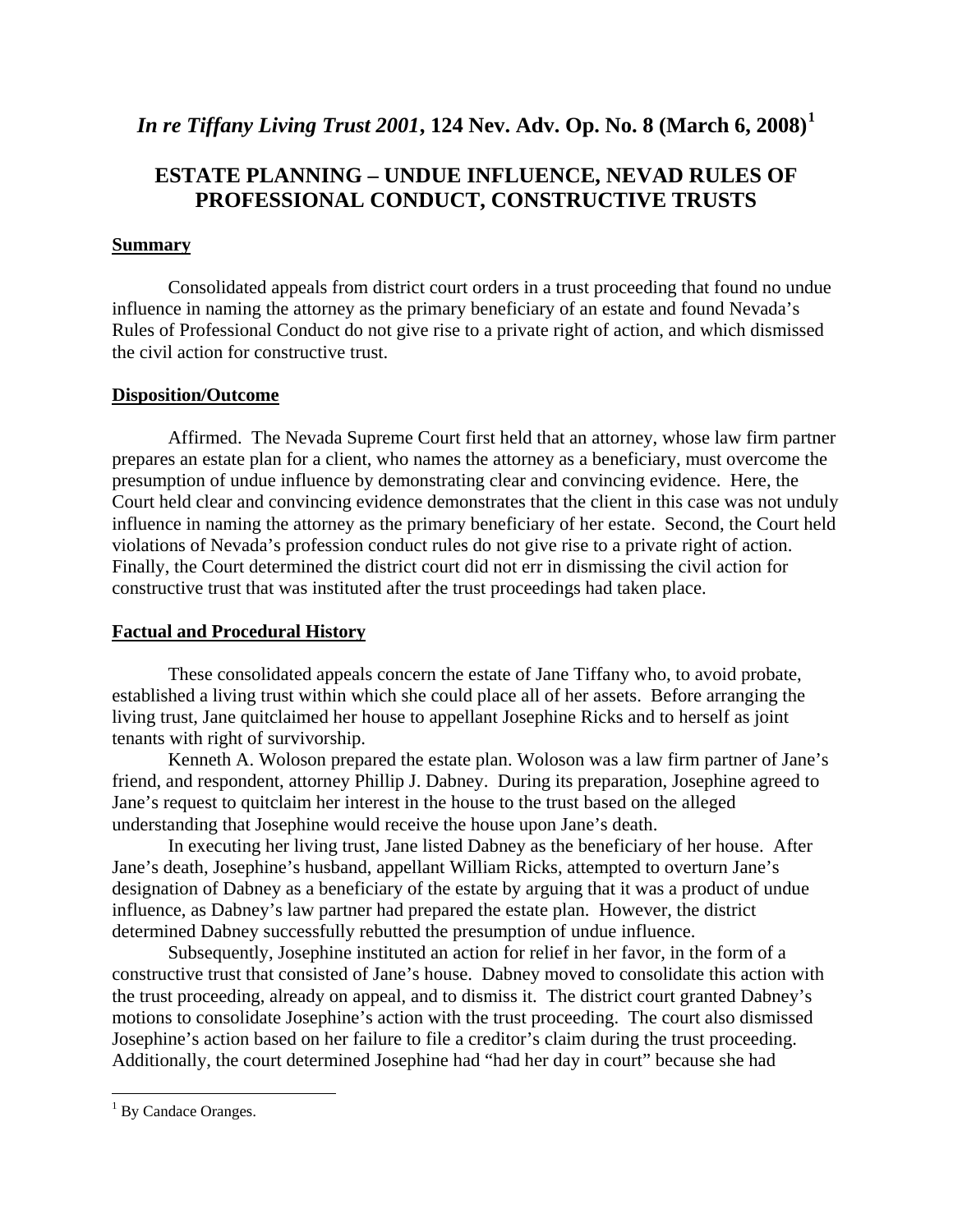# *In re Tiffany Living Trust 2001*, 124 Nev. Adv. Op. No. 8 (March 6, 2008)[1]

## ESTATE PLANNING – UNDUE INFLUENCE, NEVAD RULES OF PROFESSIONAL CONDUCT, CONSTRUCTIVE TRUSTS

### Summary

Consolidated appeals from district court orders in a trust proceeding that found no undue influence in naming the attorney as the primary beneficiary of an estate and found Nevada's Rules of Professional Conduct do not give rise to a private right of action, and which dismissed the civil action for constructive trust.

### Disposition/Outcome

Affirmed. The Nevada Supreme Court first held that an attorney, whose law firm partner prepares an estate plan for a client, who names the attorney as a beneficiary, must overcome the presumption of undue influence by demonstrating clear and convincing evidence. Here, the Court held clear and convincing evidence demonstrates that the client in this case was not unduly influence in naming the attorney as the primary beneficiary of her estate. Second, the Court held violations of Nevada's profession conduct rules do not give rise to a private right of action. Finally, the Court determined the district court did not err in dismissing the civil action for constructive trust that was instituted after the trust proceedings had taken place.

### Factual and Procedural History

These consolidated appeals concern the estate of Jane Tiffany who, to avoid probate, established a living trust within which she could place all of her assets. Before arranging the living trust, Jane quitclaimed her house to appellant Josephine Ricks and to herself as joint tenants with right of survivorship.

Kenneth A. Woloson prepared the estate plan. Woloson was a law firm partner of Jane's friend, and respondent, attorney Phillip J. Dabney. During its preparation, Josephine agreed to Jane's request to quitclaim her interest in the house to the trust based on the alleged understanding that Josephine would receive the house upon Jane's death.

In executing her living trust, Jane listed Dabney as the beneficiary of her house. After Jane's death, Josephine's husband, appellant William Ricks, attempted to overturn Jane's designation of Dabney as a beneficiary of the estate by arguing that it was a product of undue influence, as Dabney's law partner had prepared the estate plan. However, the district determined Dabney successfully rebutted the presumption of undue influence.

Subsequently, Josephine instituted an action for relief in her favor, in the form of a constructive trust that consisted of Jane's house. Dabney moved to consolidate this action with the trust proceeding, already on appeal, and to dismiss it. The district court granted Dabney's motions to consolidate Josephine's action with the trust proceeding. The court also dismissed Josephine's action based on her failure to file a creditor's claim during the trust proceeding. Additionally, the court determined Josephine had "had her day in court" because she had

[1] By Candace Oranges.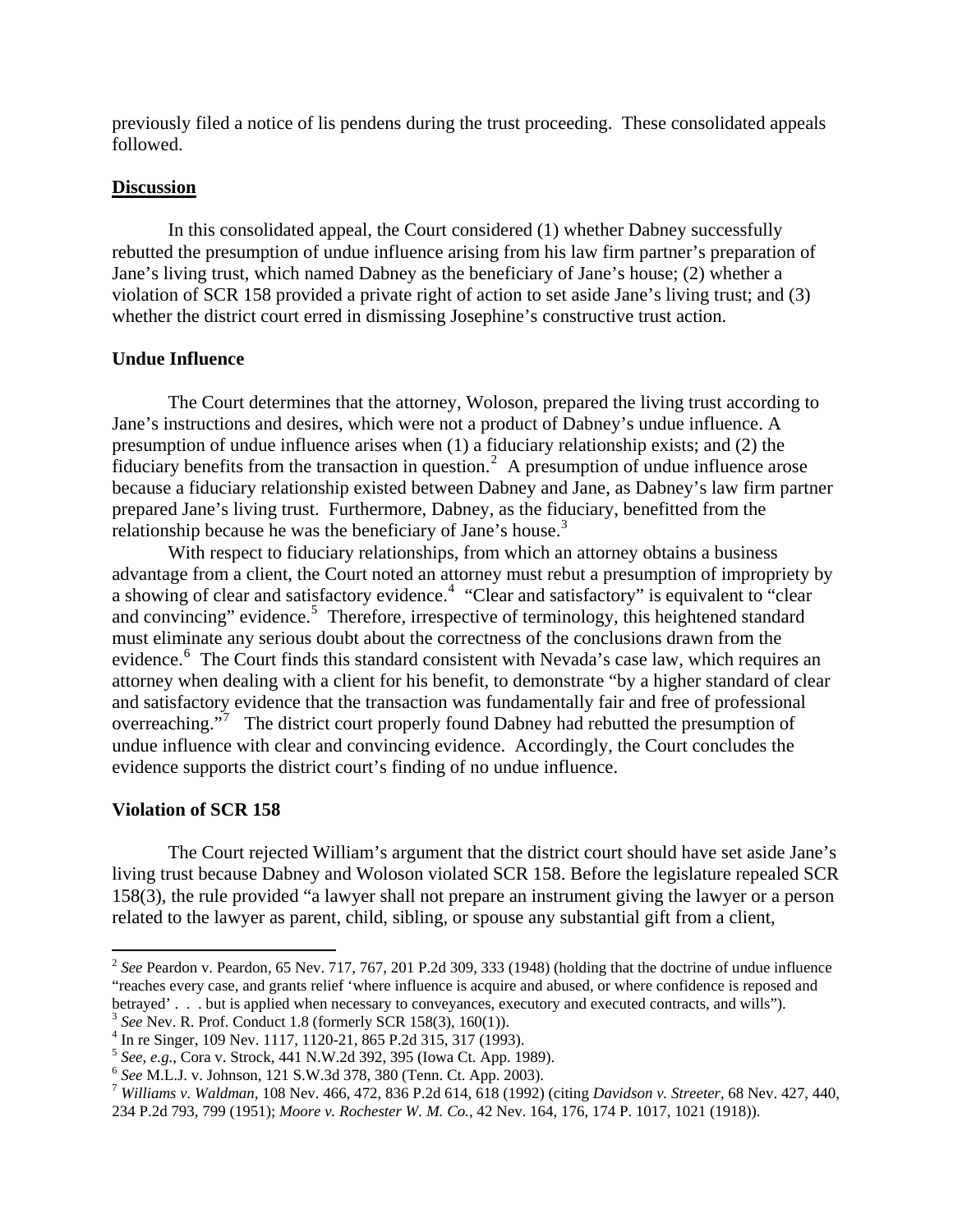previously filed a notice of lis pendens during the trust proceeding. These consolidated appeals followed.

## **Discussion**

In this consolidated appeal, the Court considered (1) whether Dabney successfully rebutted the presumption of undue influence arising from his law firm partner's preparation of Jane's living trust, which named Dabney as the beneficiary of Jane's house; (2) whether a violation of SCR 158 provided a private right of action to set aside Jane's living trust; and (3) whether the district court erred in dismissing Josephine's constructive trust action.

### **Undue Influence**

The Court determines that the attorney, Woloson, prepared the living trust according to Jane's instructions and desires, which were not a product of Dabney's undue influence. A presumption of undue influence arises when (1) a fiduciary relationship exists; and (2) the fiduciary benefits from the transaction in question.[2] A presumption of undue influence arose because a fiduciary relationship existed between Dabney and Jane, as Dabney's law firm partner prepared Jane's living trust. Furthermore, Dabney, as the fiduciary, benefitted from the relationship because he was the beneficiary of Jane's house.[3]

With respect to fiduciary relationships, from which an attorney obtains a business advantage from a client, the Court noted an attorney must rebut a presumption of impropriety by a showing of clear and satisfactory evidence.[4] "Clear and satisfactory" is equivalent to "clear and convincing" evidence.[5] Therefore, irrespective of terminology, this heightened standard must eliminate any serious doubt about the correctness of the conclusions drawn from the evidence.[6] The Court finds this standard consistent with Nevada's case law, which requires an attorney when dealing with a client for his benefit, to demonstrate "by a higher standard of clear and satisfactory evidence that the transaction was fundamentally fair and free of professional overreaching."[7] The district court properly found Dabney had rebutted the presumption of undue influence with clear and convincing evidence. Accordingly, the Court concludes the evidence supports the district court's finding of no undue influence.

### **Violation of SCR 158**

The Court rejected William's argument that the district court should have set aside Jane's living trust because Dabney and Woloson violated SCR 158. Before the legislature repealed SCR 158(3), the rule provided "a lawyer shall not prepare an instrument giving the lawyer or a person related to the lawyer as parent, child, sibling, or spouse any substantial gift from a client,

---

[2] *See* Peardon v. Peardon, 65 Nev. 717, 767, 201 P.2d 309, 333 (1948) (holding that the doctrine of undue influence "reaches every case, and grants relief 'where influence is acquire and abused, or where confidence is reposed and betrayed' . . . but is applied when necessary to conveyances, executory and executed contracts, and wills").

[3] *See* Nev. R. Prof. Conduct 1.8 (formerly SCR 158(3), 160(1)).

[4] In re Singer, 109 Nev. 1117, 1120-21, 865 P.2d 315, 317 (1993).

[5] *See, e.g.*, Cora v. Strock, 441 N.W.2d 392, 395 (Iowa Ct. App. 1989).

[6] *See* M.L.J. v. Johnson, 121 S.W.3d 378, 380 (Tenn. Ct. App. 2003).

[7] *Williams v. Waldman*, 108 Nev. 466, 472, 836 P.2d 614, 618 (1992) (citing *Davidson v. Streeter*, 68 Nev. 427, 440, 234 P.2d 793, 799 (1951); *Moore v. Rochester W. M. Co.*, 42 Nev. 164, 176, 174 P. 1017, 1021 (1918)).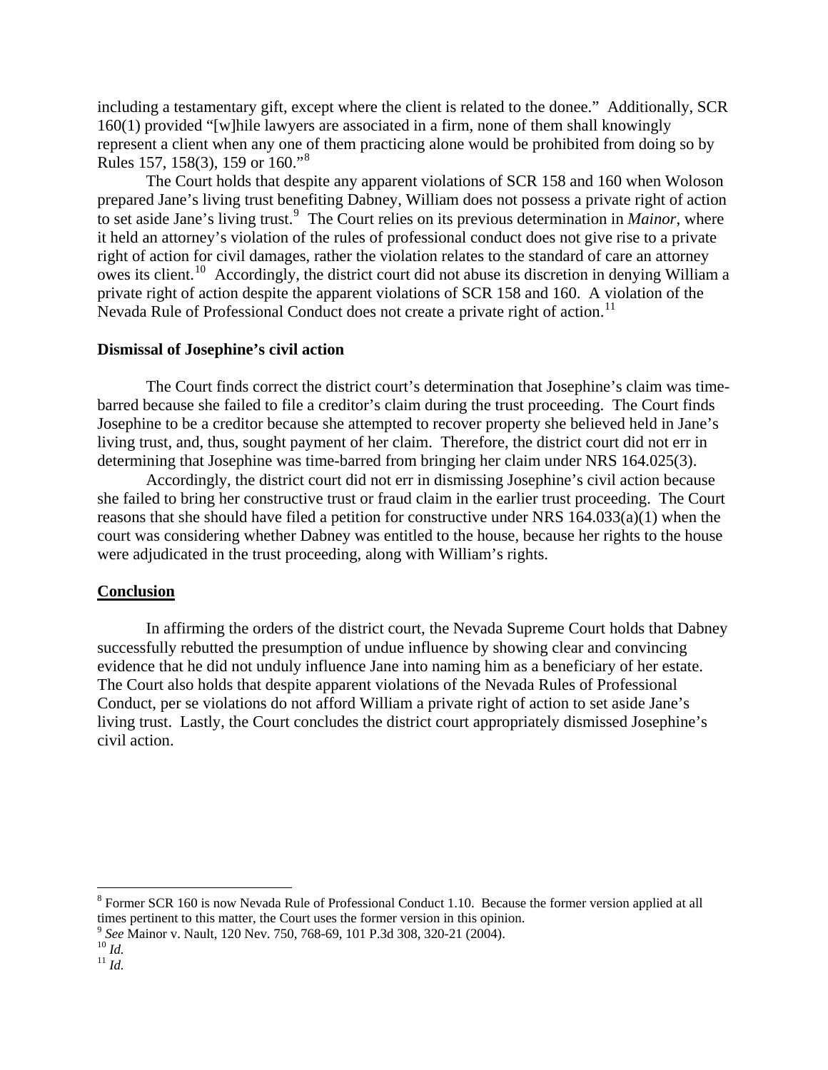including a testamentary gift, except where the client is related to the donee." Additionally, SCR 160(1) provided "[w]hile lawyers are associated in a firm, none of them shall knowingly represent a client when any one of them practicing alone would be prohibited from doing so by Rules 157, 158(3), 159 or 160."[8]

The Court holds that despite any apparent violations of SCR 158 and 160 when Woloson prepared Jane's living trust benefiting Dabney, William does not possess a private right of action to set aside Jane's living trust.[9] The Court relies on its previous determination in *Mainor*, where it held an attorney's violation of the rules of professional conduct does not give rise to a private right of action for civil damages, rather the violation relates to the standard of care an attorney owes its client.[10] Accordingly, the district court did not abuse its discretion in denying William a private right of action despite the apparent violations of SCR 158 and 160. A violation of the Nevada Rule of Professional Conduct does not create a private right of action.[11]

**Dismissal of Josephine's civil action**

The Court finds correct the district court's determination that Josephine's claim was time-barred because she failed to file a creditor's claim during the trust proceeding. The Court finds Josephine to be a creditor because she attempted to recover property she believed held in Jane's living trust, and, thus, sought payment of her claim. Therefore, the district court did not err in determining that Josephine was time-barred from bringing her claim under NRS 164.025(3).

Accordingly, the district court did not err in dismissing Josephine's civil action because she failed to bring her constructive trust or fraud claim in the earlier trust proceeding. The Court reasons that she should have filed a petition for constructive under NRS 164.033(a)(1) when the court was considering whether Dabney was entitled to the house, because her rights to the house were adjudicated in the trust proceeding, along with William's rights.

**<u>Conclusion</u>**

In affirming the orders of the district court, the Nevada Supreme Court holds that Dabney successfully rebutted the presumption of undue influence by showing clear and convincing evidence that he did not unduly influence Jane into naming him as a beneficiary of her estate. The Court also holds that despite apparent violations of the Nevada Rules of Professional Conduct, per se violations do not afford William a private right of action to set aside Jane's living trust. Lastly, the Court concludes the district court appropriately dismissed Josephine's civil action.

---

[8] Former SCR 160 is now Nevada Rule of Professional Conduct 1.10. Because the former version applied at all times pertinent to this matter, the Court uses the former version in this opinion.
[9] *See* Mainor v. Nault, 120 Nev. 750, 768-69, 101 P.3d 308, 320-21 (2004).
[10] *Id.*
[11] *Id.*